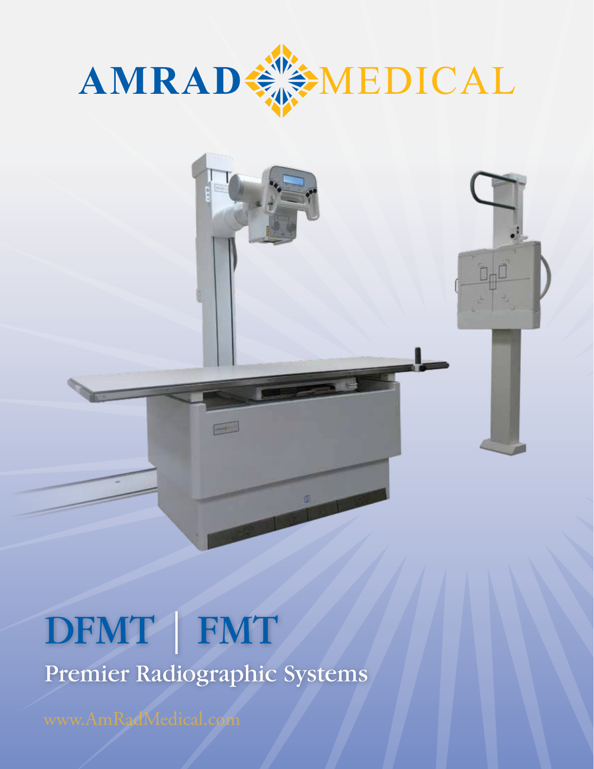AMRAD MEDICAL

# DFMT | FMT

## Premier Radiographic Systems

www.AmRadMedical.com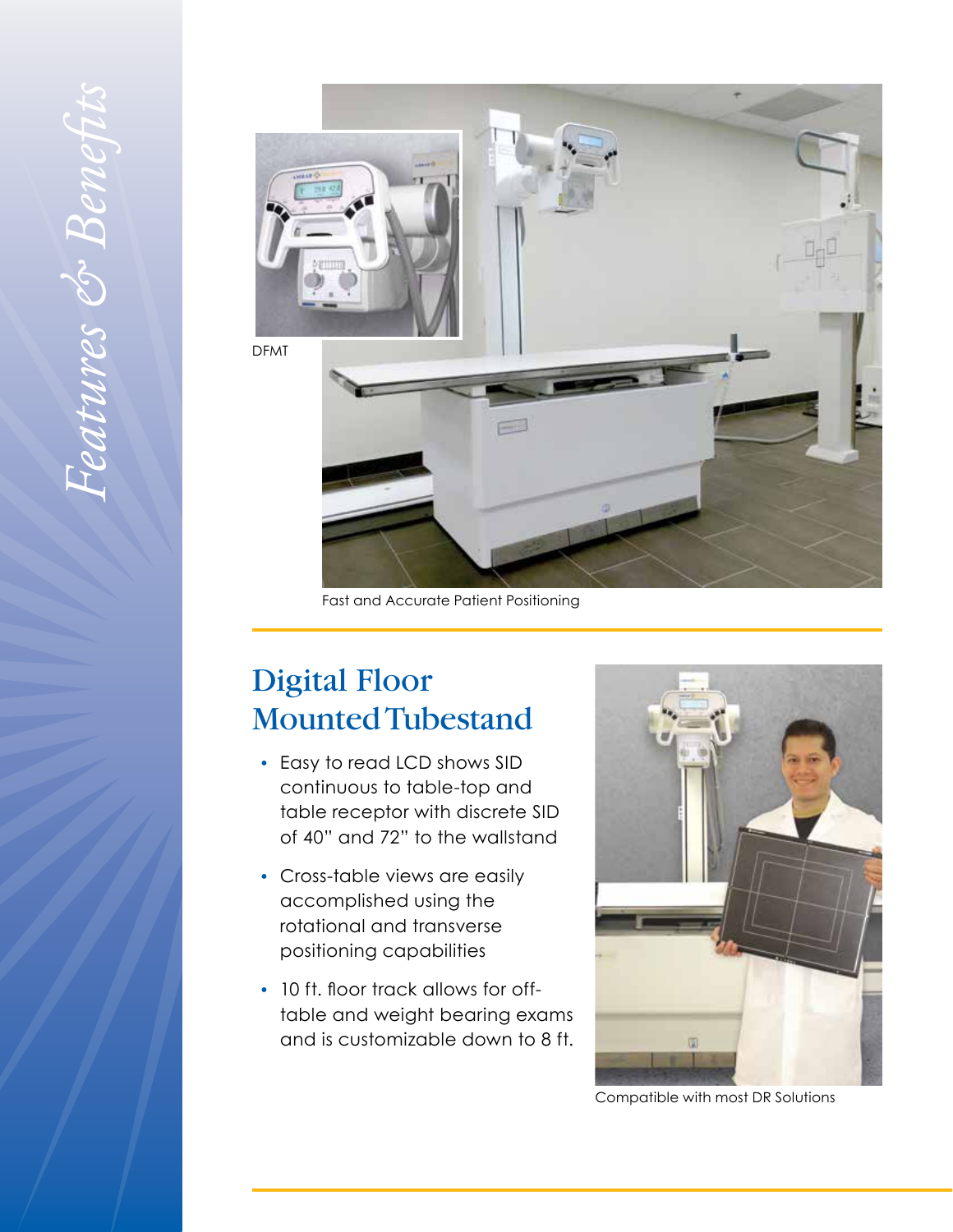*Features & Benefits*

DFMT

Fast and Accurate Patient Positioning

## Digital Floor Mounted Tubestand

- Easy to read LCD shows SID continuous to table-top and table receptor with discrete SID of 40" and 72" to the wallstand
- Cross-table views are easily accomplished using the rotational and transverse positioning capabilities
- 10 ft. floor track allows for off-table and weight bearing exams and is customizable down to 8 ft.

Compatible with most DR Solutions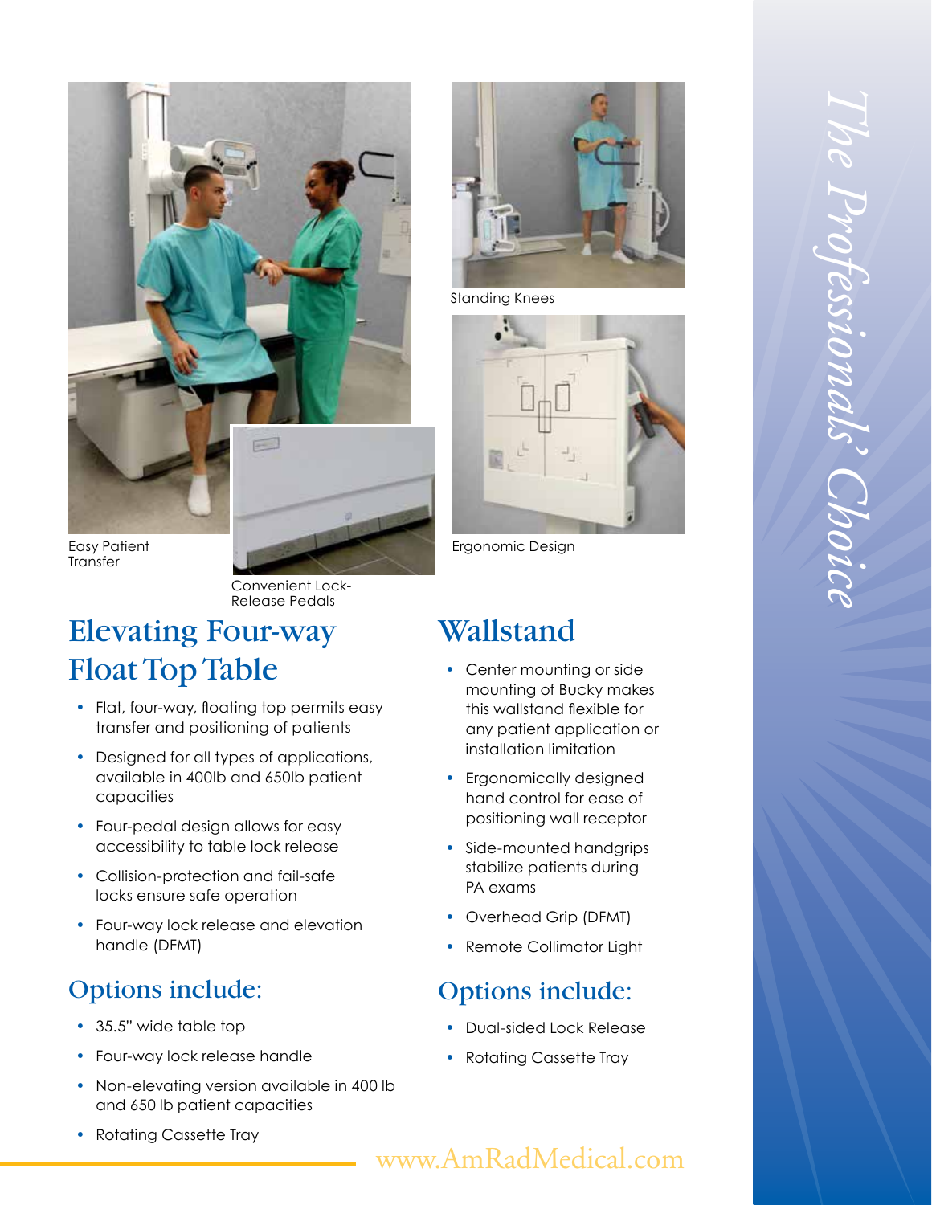Easy Patient Transfer

Convenient Lock-Release Pedals

Standing Knees

Ergonomic Design

## Elevating Four-way Float Top Table

- Flat, four-way, floating top permits easy transfer and positioning of patients
- Designed for all types of applications, available in 400lb and 650lb patient capacities
- Four-pedal design allows for easy accessibility to table lock release
- Collision-protection and fail-safe locks ensure safe operation
- Four-way lock release and elevation handle (DFMT)

### Options include:

- 35.5" wide table top
- Four-way lock release handle
- Non-elevating version available in 400 lb and 650 lb patient capacities
- Rotating Cassette Tray

## Wallstand

- Center mounting or side mounting of Bucky makes this wallstand flexible for any patient application or installation limitation
- Ergonomically designed hand control for ease of positioning wall receptor
- Side-mounted handgrips stabilize patients during PA exams
- Overhead Grip (DFMT)
- Remote Collimator Light

### Options include:

- Dual-sided Lock Release
- Rotating Cassette Tray

www.AmRadMedical.com

*The Professionals' Choice*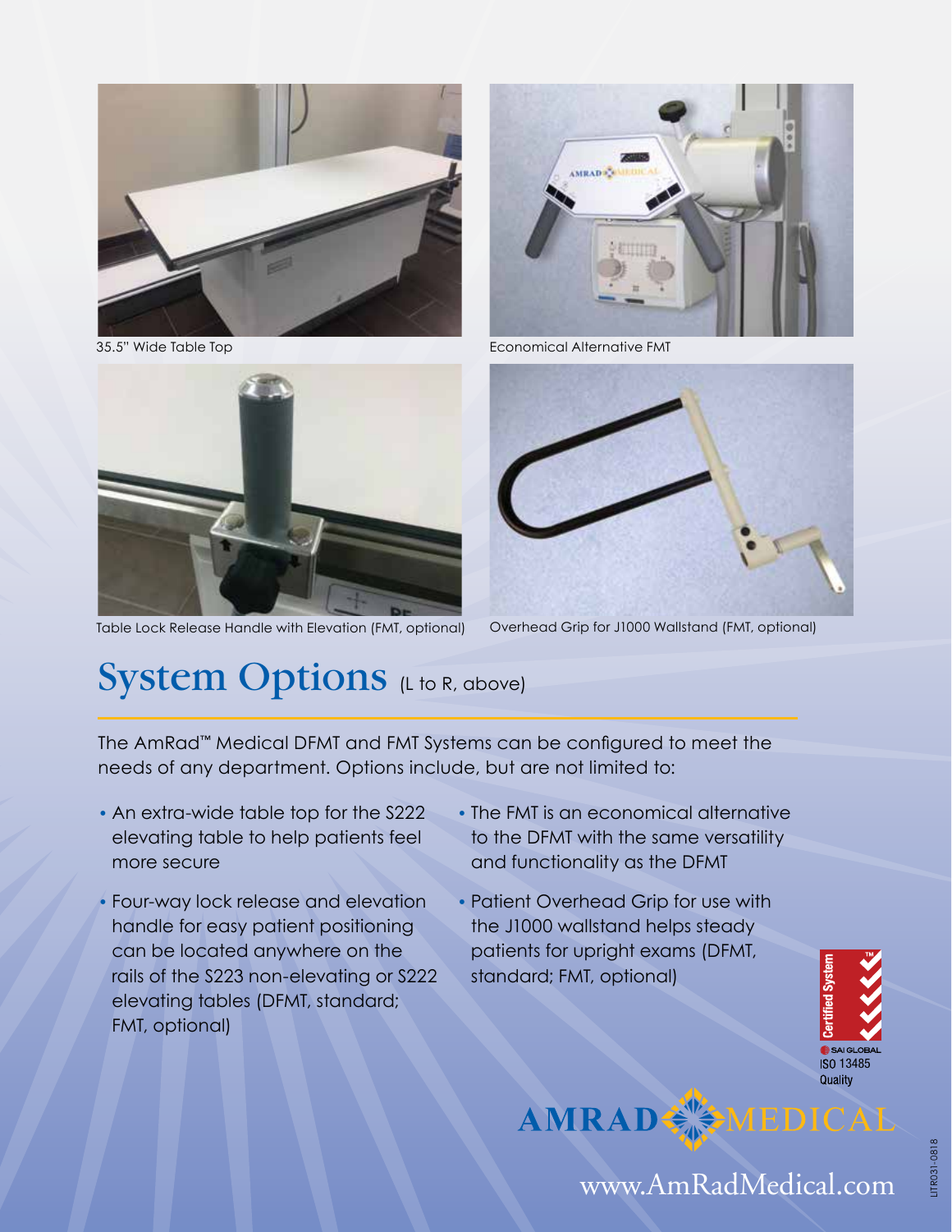35.5" Wide Table Top

Economical Alternative FMT

Table Lock Release Handle with Elevation (FMT, optional)

Overhead Grip for J1000 Wallstand (FMT, optional)

# System Options (L to R, above)

The AmRad™ Medical DFMT and FMT Systems can be configured to meet the needs of any department. Options include, but are not limited to:

- An extra-wide table top for the S222 elevating table to help patients feel more secure
- Four-way lock release and elevation handle for easy patient positioning can be located anywhere on the rails of the S223 non-elevating or S222 elevating tables (DFMT, standard; FMT, optional)
- The FMT is an economical alternative to the DFMT with the same versatility and functionality as the DFMT
- Patient Overhead Grip for use with the J1000 wallstand helps steady patients for upright exams (DFMT, standard; FMT, optional)

Certified System TM
SAI GLOBAL
ISO 13485
Quality

AMRAD MEDICAL

www.AmRadMedical.com

LITR031-0818